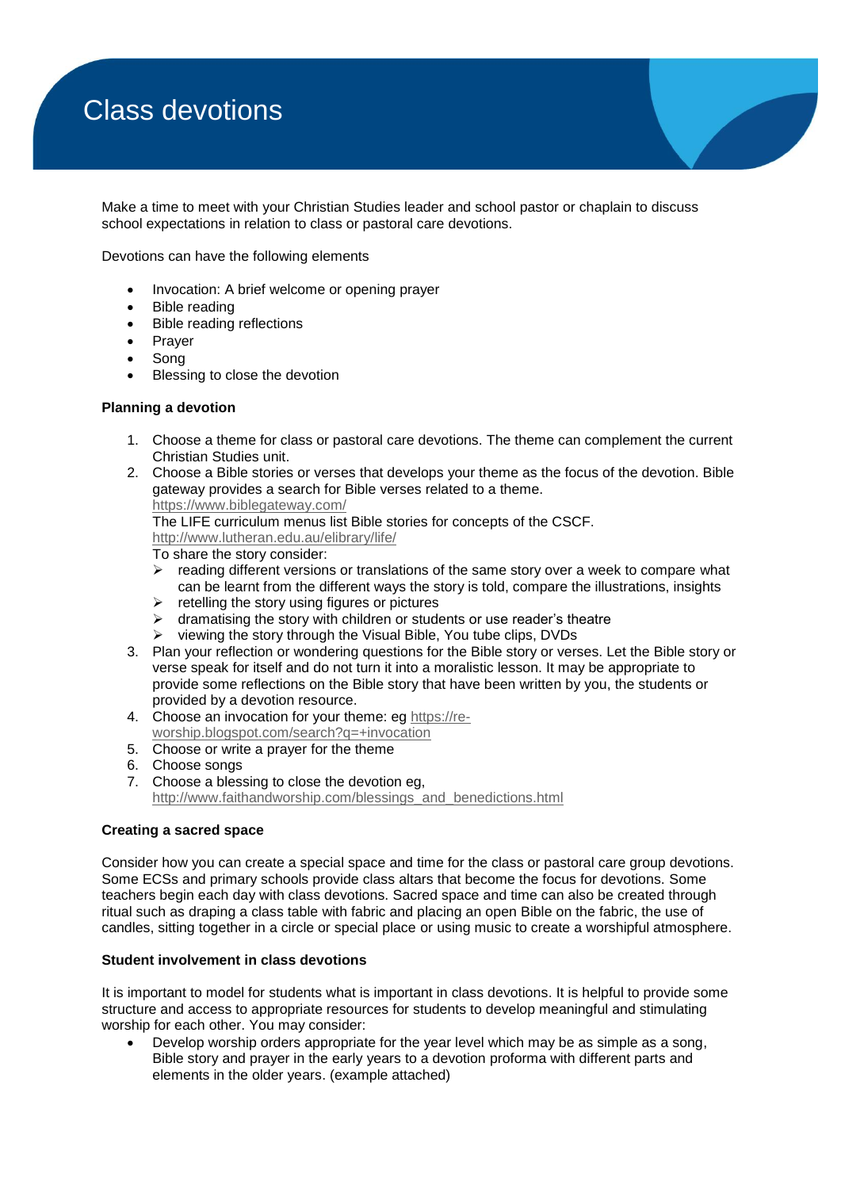# Class devotions

Make a time to meet with your Christian Studies leader and school pastor or chaplain to discuss school expectations in relation to class or pastoral care devotions.

Devotions can have the following elements

- Invocation: A brief welcome or opening prayer
- Bible reading
- Bible reading reflections
- Prayer
- Song
- Blessing to close the devotion

**Planning a devotion**

1. Choose a theme for class or pastoral care devotions. The theme can complement the current Christian Studies unit.
2. Choose a Bible stories or verses that develops your theme as the focus of the devotion. Bible gateway provides a search for Bible verses related to a theme.
   https://www.biblegateway.com/
   The LIFE curriculum menus list Bible stories for concepts of the CSCF.
   http://www.lutheran.edu.au/elibrary/life/
   To share the story consider:
   - reading different versions or translations of the same story over a week to compare what can be learnt from the different ways the story is told, compare the illustrations, insights
   - retelling the story using figures or pictures
   - dramatising the story with children or students or use reader's theatre
   - viewing the story through the Visual Bible, You tube clips, DVDs
3. Plan your reflection or wondering questions for the Bible story or verses. Let the Bible story or verse speak for itself and do not turn it into a moralistic lesson. It may be appropriate to provide some reflections on the Bible story that have been written by you, the students or provided by a devotion resource.
4. Choose an invocation for your theme: eg https://re-worship.blogspot.com/search?q=+invocation
5. Choose or write a prayer for the theme
6. Choose songs
7. Choose a blessing to close the devotion eg, http://www.faithandworship.com/blessings_and_benedictions.html

**Creating a sacred space**

Consider how you can create a special space and time for the class or pastoral care group devotions. Some ECSs and primary schools provide class altars that become the focus for devotions. Some teachers begin each day with class devotions. Sacred space and time can also be created through ritual such as draping a class table with fabric and placing an open Bible on the fabric, the use of candles, sitting together in a circle or special place or using music to create a worshipful atmosphere.

**Student involvement in class devotions**

It is important to model for students what is important in class devotions. It is helpful to provide some structure and access to appropriate resources for students to develop meaningful and stimulating worship for each other. You may consider:

- Develop worship orders appropriate for the year level which may be as simple as a song, Bible story and prayer in the early years to a devotion proforma with different parts and elements in the older years. (example attached)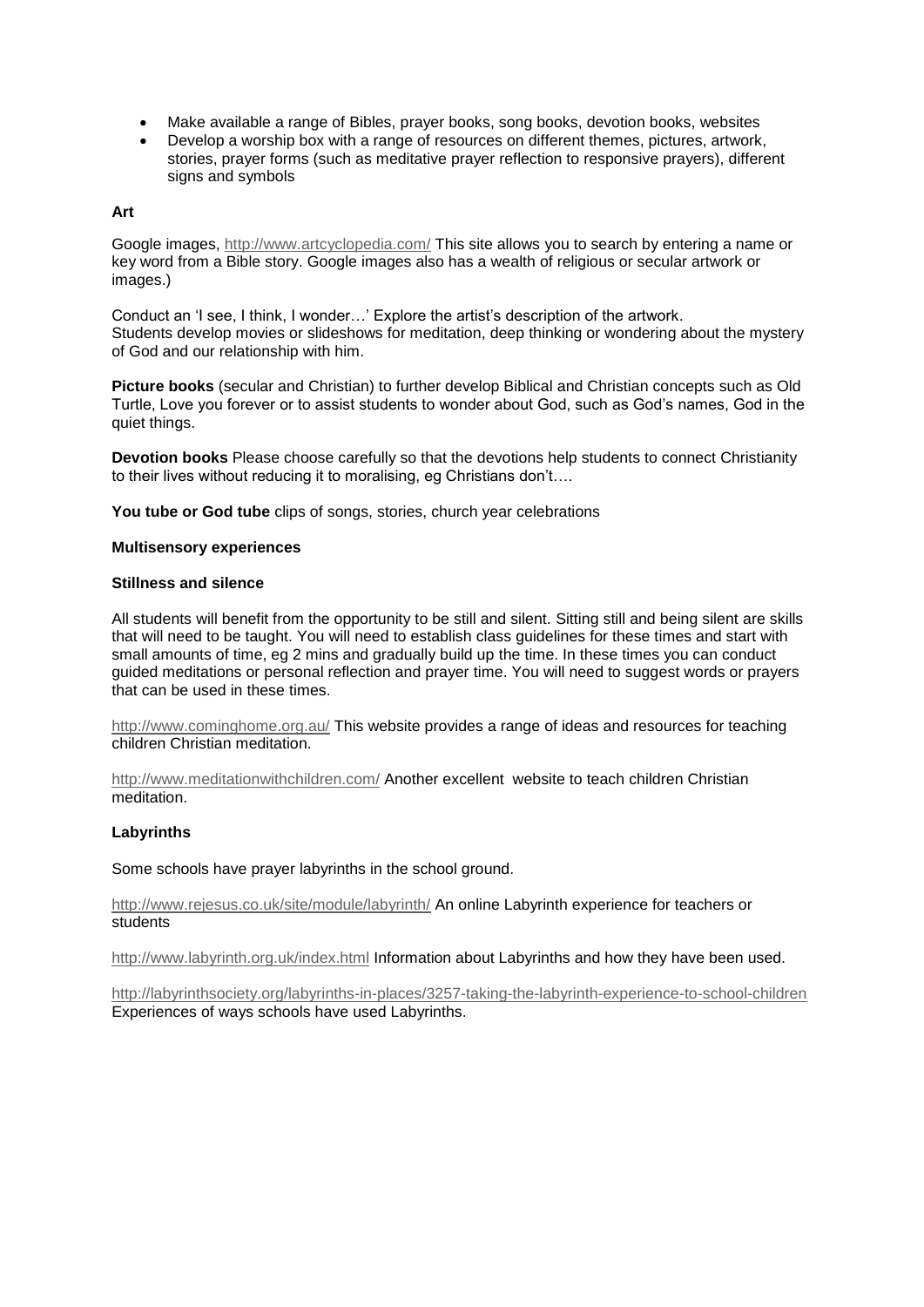- Make available a range of Bibles, prayer books, song books, devotion books, websites
- Develop a worship box with a range of resources on different themes, pictures, artwork, stories, prayer forms (such as meditative prayer reflection to responsive prayers), different signs and symbols

**Art**

Google images, http://www.artcyclopedia.com/ This site allows you to search by entering a name or key word from a Bible story. Google images also has a wealth of religious or secular artwork or images.)

Conduct an 'I see, I think, I wonder…' Explore the artist's description of the artwork.
Students develop movies or slideshows for meditation, deep thinking or wondering about the mystery of God and our relationship with him.

**Picture books** (secular and Christian) to further develop Biblical and Christian concepts such as Old Turtle, Love you forever or to assist students to wonder about God, such as God's names, God in the quiet things.

**Devotion books** Please choose carefully so that the devotions help students to connect Christianity to their lives without reducing it to moralising, eg Christians don't….

**You tube or God tube** clips of songs, stories, church year celebrations

**Multisensory experiences**

**Stillness and silence**

All students will benefit from the opportunity to be still and silent. Sitting still and being silent are skills that will need to be taught. You will need to establish class guidelines for these times and start with small amounts of time, eg 2 mins and gradually build up the time. In these times you can conduct guided meditations or personal reflection and prayer time. You will need to suggest words or prayers that can be used in these times.

http://www.cominghome.org.au/ This website provides a range of ideas and resources for teaching children Christian meditation.

http://www.meditationwithchildren.com/ Another excellent website to teach children Christian meditation.

**Labyrinths**

Some schools have prayer labyrinths in the school ground.

http://www.rejesus.co.uk/site/module/labyrinth/ An online Labyrinth experience for teachers or students

http://www.labyrinth.org.uk/index.html Information about Labyrinths and how they have been used.

http://labyrinthsociety.org/labyrinths-in-places/3257-taking-the-labyrinth-experience-to-school-children
Experiences of ways schools have used Labyrinths.